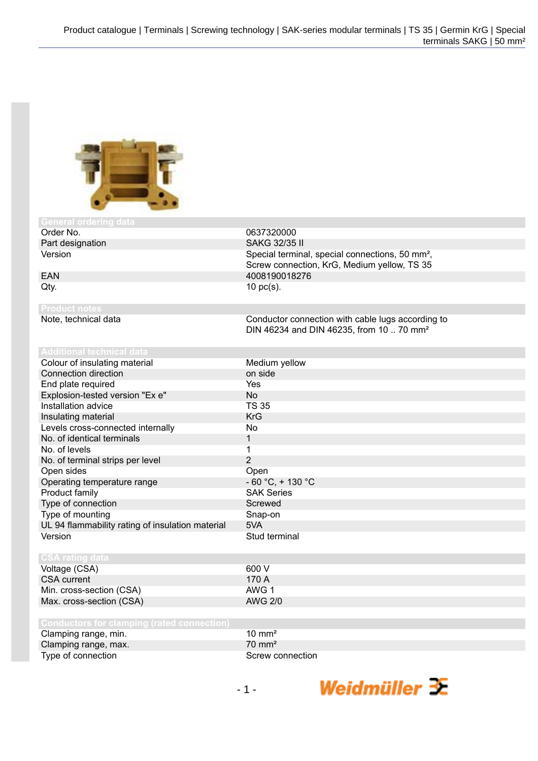## General ordering data

| | |
|---|---|
| Order No. | 0637320000 |
| Part designation | SAKG 32/35 II |
| Version | Special terminal, special connections, 50 mm², Screw connection, KrG, Medium yellow, TS 35 |
| EAN | 4008190018276 |
| Qty. | 10 pc(s). |

## Product notes

| | |
|---|---|
| Note, technical data | Conductor connection with cable lugs according to DIN 46234 and DIN 46235, from 10 .. 70 mm² |

## Additional technical data

| | |
|---|---|
| Colour of insulating material | Medium yellow |
| Connection direction | on side |
| End plate required | Yes |
| Explosion-tested version "Ex e" | No |
| Installation advice | TS 35 |
| Insulating material | KrG |
| Levels cross-connected internally | No |
| No. of identical terminals | 1 |
| No. of levels | 1 |
| No. of terminal strips per level | 2 |
| Open sides | Open |
| Operating temperature range | - 60 °C, + 130 °C |
| Product family | SAK Series |
| Type of connection | Screwed |
| Type of mounting | Snap-on |
| UL 94 flammability rating of insulation material | 5VA |
| Version | Stud terminal |

## CSA rating data

| | |
|---|---|
| Voltage (CSA) | 600 V |
| CSA current | 170 A |
| Min. cross-section (CSA) | AWG 1 |
| Max. cross-section (CSA) | AWG 2/0 |

## Conductors for clamping (rated connection)

| | |
|---|---|
| Clamping range, min. | 10 mm² |
| Clamping range, max. | 70 mm² |
| Type of connection | Screw connection |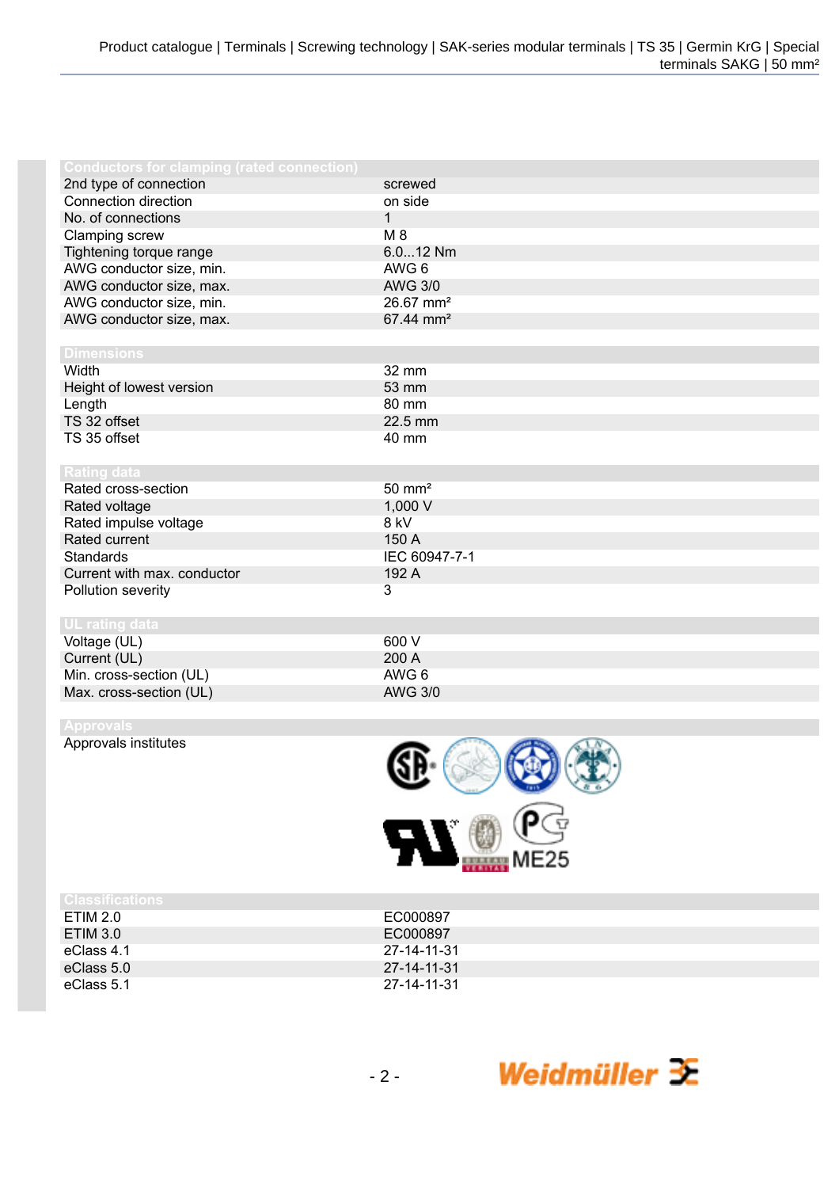| Conductors for clamping (rated connection) | |
|---|---|
| 2nd type of connection | screwed |
| Connection direction | on side |
| No. of connections | 1 |
| Clamping screw | M 8 |
| Tightening torque range | 6.0...12 Nm |
| AWG conductor size, min. | AWG 6 |
| AWG conductor size, max. | AWG 3/0 |
| AWG conductor size, min. | 26.67 mm² |
| AWG conductor size, max. | 67.44 mm² |

| Dimensions | |
|---|---|
| Width | 32 mm |
| Height of lowest version | 53 mm |
| Length | 80 mm |
| TS 32 offset | 22.5 mm |
| TS 35 offset | 40 mm |

| Rating data | |
|---|---|
| Rated cross-section | 50 mm² |
| Rated voltage | 1,000 V |
| Rated impulse voltage | 8 kV |
| Rated current | 150 A |
| Standards | IEC 60947-7-1 |
| Current with max. conductor | 192 A |
| Pollution severity | 3 |

| UL rating data | |
|---|---|
| Voltage (UL) | 600 V |
| Current (UL) | 200 A |
| Min. cross-section (UL) | AWG 6 |
| Max. cross-section (UL) | AWG 3/0 |

| Approvals | |
|---|---|
| Approvals institutes | ME25 |

| Classifications | |
|---|---|
| ETIM 2.0 | EC000897 |
| ETIM 3.0 | EC000897 |
| eClass 4.1 | 27-14-11-31 |
| eClass 5.0 | 27-14-11-31 |
| eClass 5.1 | 27-14-11-31 |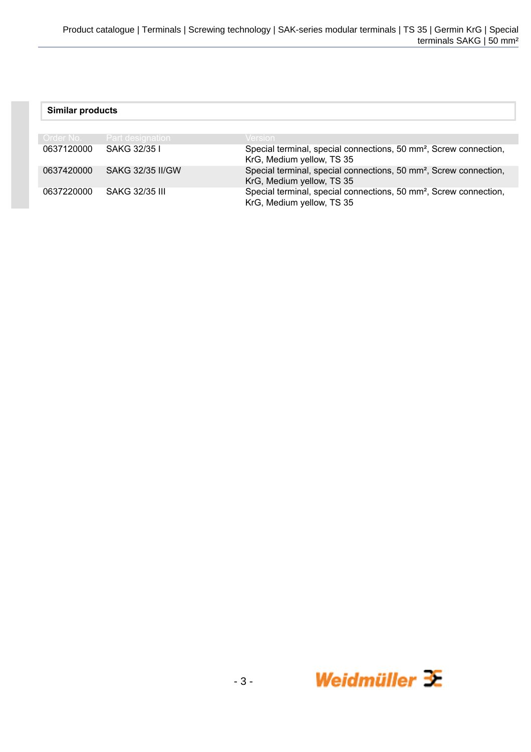## Similar products

| Order No. | Part designation | Version |
|---|---|---|
| 0637120000 | SAKG 32/35 I | Special terminal, special connections, 50 mm², Screw connection, KrG, Medium yellow, TS 35 |
| 0637420000 | SAKG 32/35 II/GW | Special terminal, special connections, 50 mm², Screw connection, KrG, Medium yellow, TS 35 |
| 0637220000 | SAKG 32/35 III | Special terminal, special connections, 50 mm², Screw connection, KrG, Medium yellow, TS 35 |